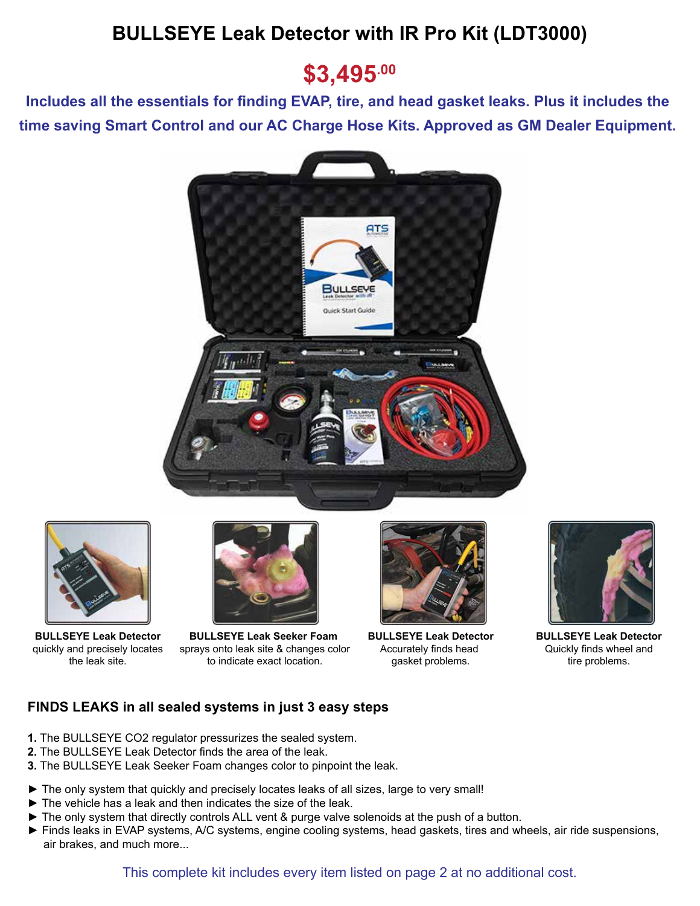# BULLSEYE Leak Detector with IR Pro Kit (LDT3000)

## $3,495.00

**Includes all the essentials for finding EVAP, tire, and head gasket leaks. Plus it includes the time saving Smart Control and our AC Charge Hose Kits. Approved as GM Dealer Equipment.**

**BULLSEYE Leak Detector**
quickly and precisely locates the leak site.

**BULLSEYE Leak Seeker Foam**
sprays onto leak site & changes color to indicate exact location.

**BULLSEYE Leak Detector**
Accurately finds head gasket problems.

**BULLSEYE Leak Detector**
Quickly finds wheel and tire problems.

### FINDS LEAKS in all sealed systems in just 3 easy steps

**1.** The BULLSEYE CO2 regulator pressurizes the sealed system.
**2.** The BULLSEYE Leak Detector finds the area of the leak.
**3.** The BULLSEYE Leak Seeker Foam changes color to pinpoint the leak.

► The only system that quickly and precisely locates leaks of all sizes, large to very small!
► The vehicle has a leak and then indicates the size of the leak.
► The only system that directly controls ALL vent & purge valve solenoids at the push of a button.
► Finds leaks in EVAP systems, A/C systems, engine cooling systems, head gaskets, tires and wheels, air ride suspensions, air brakes, and much more...

This complete kit includes every item listed on page 2 at no additional cost.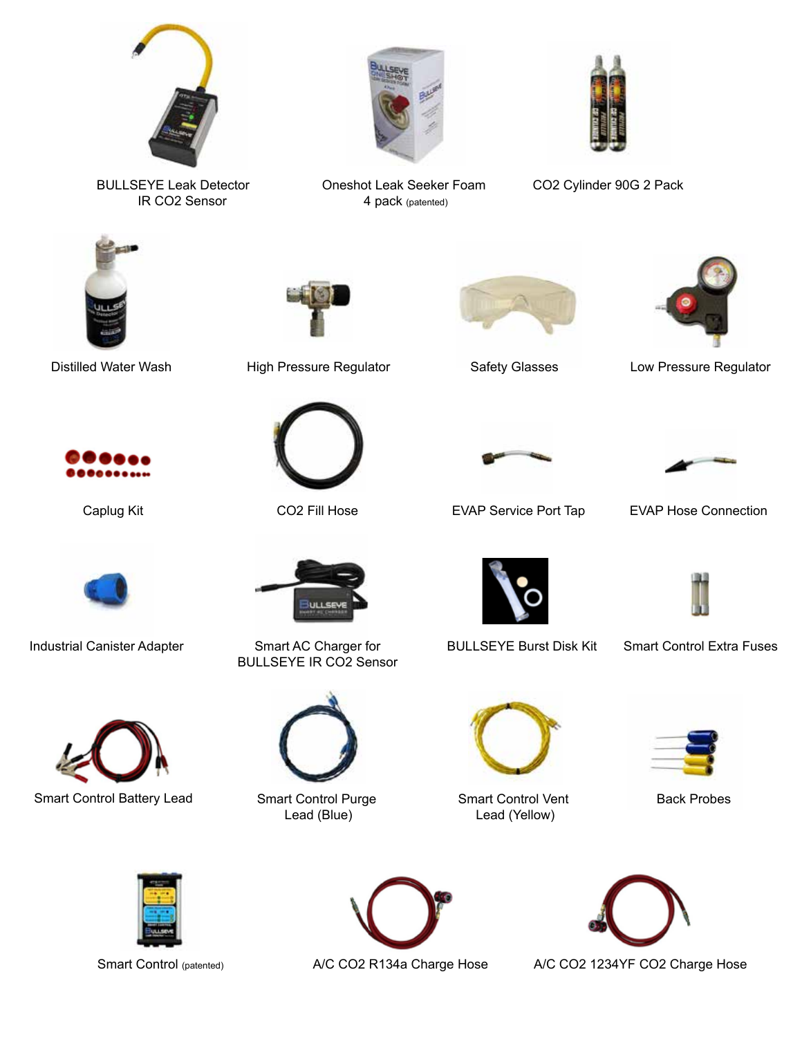BULLSEYE Leak Detector IR CO2 Sensor

Oneshot Leak Seeker Foam 4 pack (patented)

CO2 Cylinder 90G 2 Pack

Distilled Water Wash

High Pressure Regulator

Safety Glasses

Low Pressure Regulator

Caplug Kit

CO2 Fill Hose

EVAP Service Port Tap

EVAP Hose Connection

Industrial Canister Adapter

Smart AC Charger for BULLSEYE IR CO2 Sensor

BULLSEYE Burst Disk Kit

Smart Control Extra Fuses

Smart Control Battery Lead

Smart Control Purge Lead (Blue)

Smart Control Vent Lead (Yellow)

Back Probes

Smart Control (patented)

A/C CO2 R134a Charge Hose

A/C CO2 1234YF CO2 Charge Hose